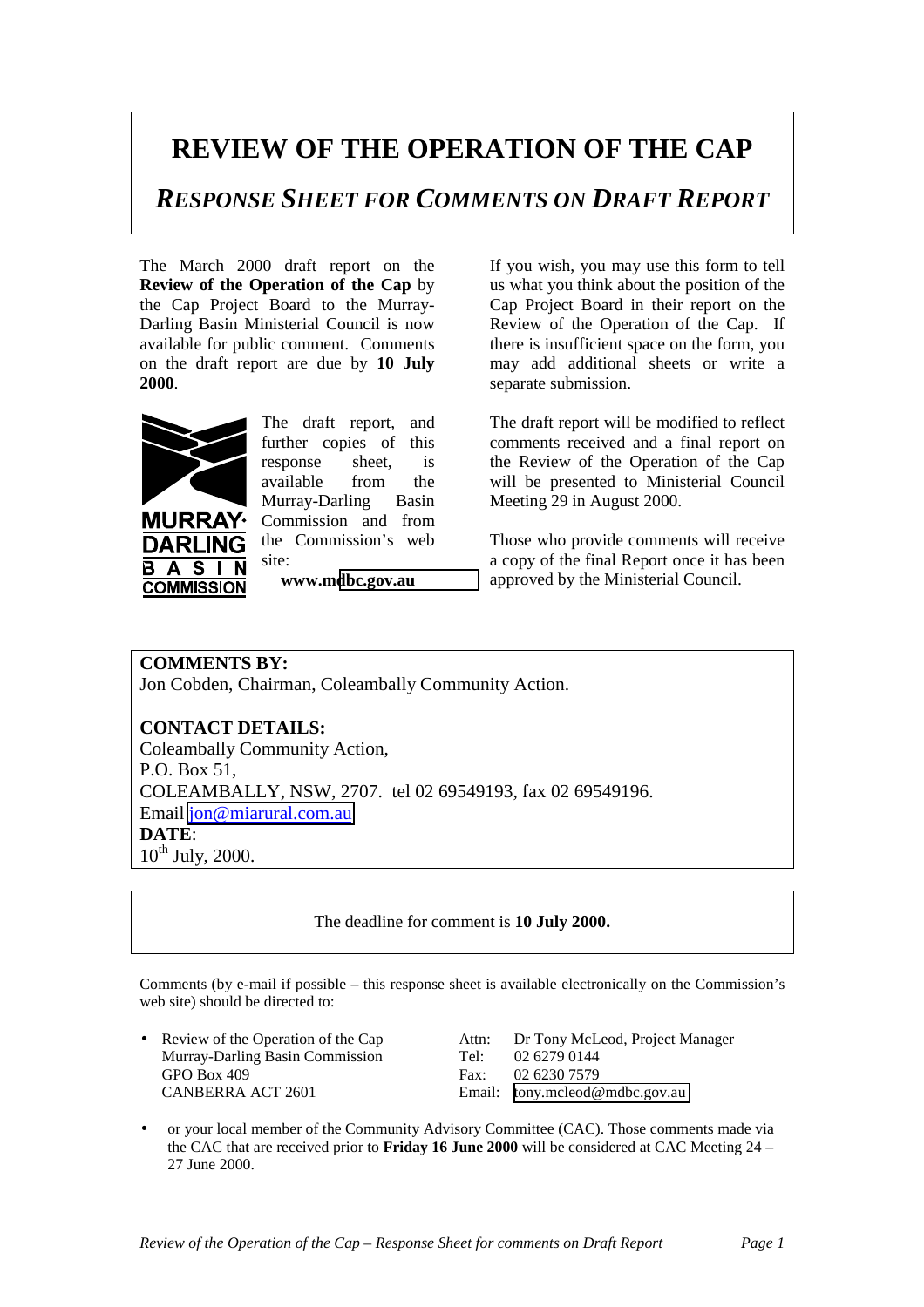# REVIEW OF THE OPERATION OF THE CAP

## *RESPONSE SHEET FOR COMMENTS ON DRAFT REPORT*

The March 2000 draft report on the **Review of the Operation of the Cap** by the Cap Project Board to the Murray-Darling Basin Ministerial Council is now available for public comment. Comments on the draft report are due by **10 July 2000**.

The draft report, and further copies of this response sheet, is available from the Murray-Darling Basin Commission and from the Commission's web site:

**www.mdbc.gov.au**

If you wish, you may use this form to tell us what you think about the position of the Cap Project Board in their report on the Review of the Operation of the Cap. If there is insufficient space on the form, you may add additional sheets or write a separate submission.

The draft report will be modified to reflect comments received and a final report on the Review of the Operation of the Cap will be presented to Ministerial Council Meeting 29 in August 2000.

Those who provide comments will receive a copy of the final Report once it has been approved by the Ministerial Council.

**COMMENTS BY:**
Jon Cobden, Chairman, Coleambally Community Action.

**CONTACT DETAILS:**
Coleambally Community Action,
P.O. Box 51,
COLEAMBALLY, NSW, 2707. tel 02 69549193, fax 02 69549196.
Email jon@miarural.com.au
**DATE**:
10th July, 2000.

The deadline for comment is **10 July 2000.**

Comments (by e-mail if possible – this response sheet is available electronically on the Commission's web site) should be directed to:

- Review of the Operation of the Cap
  Murray-Darling Basin Commission
  GPO Box 409
  CANBERRA ACT 2601

  Attn: Dr Tony McLeod, Project Manager
  Tel: 02 6279 0144
  Fax: 02 6230 7579
  Email: tony.mcleod@mdbc.gov.au

- or your local member of the Community Advisory Committee (CAC). Those comments made via the CAC that are received prior to **Friday 16 June 2000** will be considered at CAC Meeting 24 – 27 June 2000.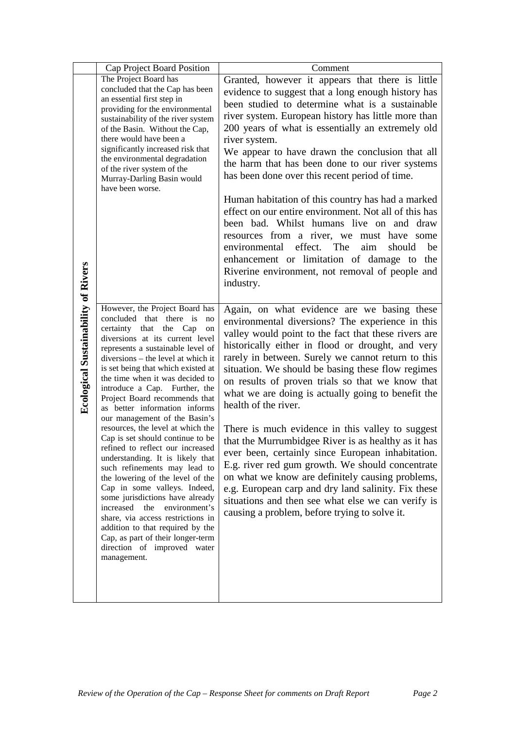| | Cap Project Board Position | Comment |
|---|---|---|
| **Ecological Sustainability of Rivers** | The Project Board has concluded that the Cap has been an essential first step in providing for the environmental sustainability of the river system of the Basin. Without the Cap, there would have been a significantly increased risk that the environmental degradation of the river system of the Murray-Darling Basin would have been worse. | Granted, however it appears that there is little evidence to suggest that a long enough history has been studied to determine what is a sustainable river system. European history has little more than 200 years of what is essentially an extremely old river system.<br>We appear to have drawn the conclusion that all the harm that has been done to our river systems has been done over this recent period of time.<br><br>Human habitation of this country has had a marked effect on our entire environment. Not all of this has been bad. Whilst humans live on and draw resources from a river, we must have some environmental effect. The aim should be enhancement or limitation of damage to the Riverine environment, not removal of people and industry. |
| | However, the Project Board has concluded that there is no certainty that the Cap on diversions at its current level represents a sustainable level of diversions – the level at which it is set being that which existed at the time when it was decided to introduce a Cap. Further, the Project Board recommends that as better information informs our management of the Basin's resources, the level at which the Cap is set should continue to be refined to reflect our increased understanding. It is likely that such refinements may lead to the lowering of the level of the Cap in some valleys. Indeed, some jurisdictions have already increased the environment's share, via access restrictions in addition to that required by the Cap, as part of their longer-term direction of improved water management. | Again, on what evidence are we basing these environmental diversions? The experience in this valley would point to the fact that these rivers are historically either in flood or drought, and very rarely in between. Surely we cannot return to this situation. We should be basing these flow regimes on results of proven trials so that we know that what we are doing is actually going to benefit the health of the river.<br><br>There is much evidence in this valley to suggest that the Murrumbidgee River is as healthy as it has ever been, certainly since European inhabitation. E.g. river red gum growth. We should concentrate on what we know are definitely causing problems, e.g. European carp and dry land salinity. Fix these situations and then see what else we can verify is causing a problem, before trying to solve it. |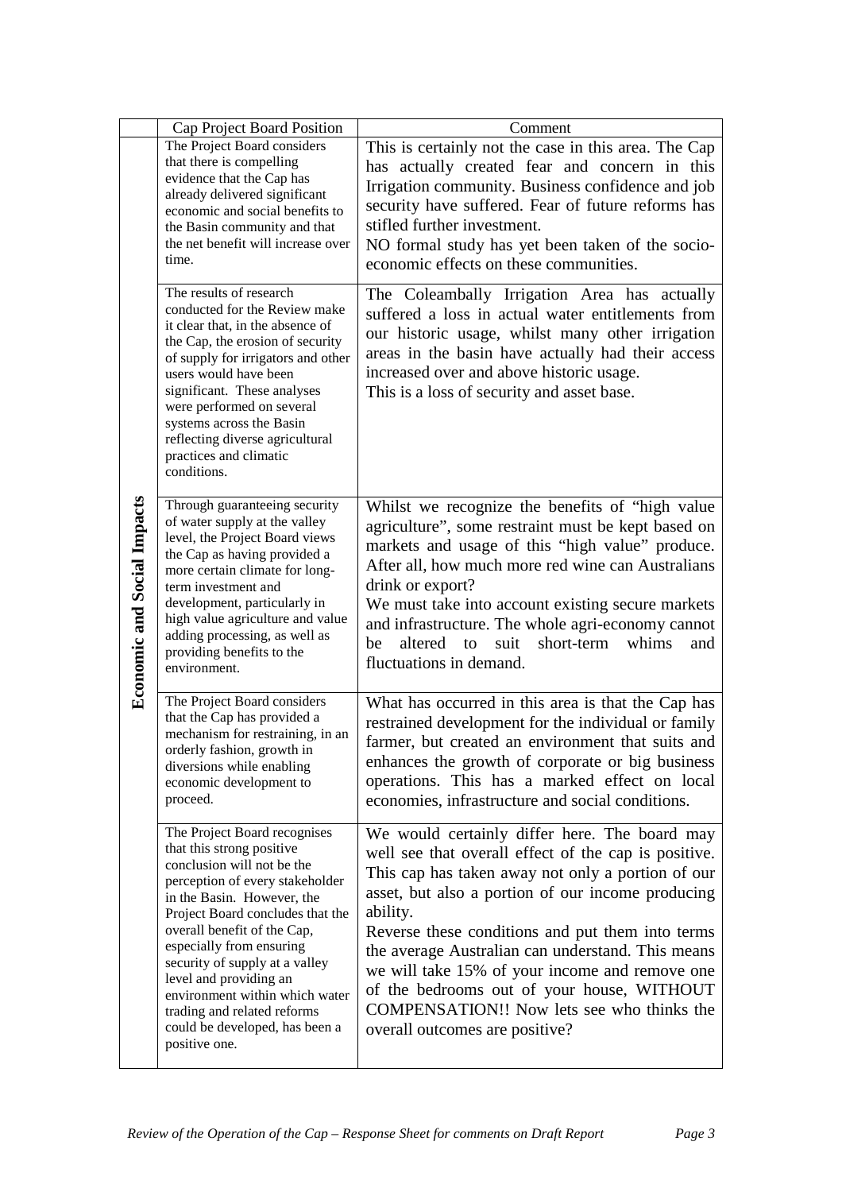|  | Cap Project Board Position | Comment |
|---|---|---|
| **Economic and Social Impacts** | The Project Board considers that there is compelling evidence that the Cap has already delivered significant economic and social benefits to the Basin community and that the net benefit will increase over time. | This is certainly not the case in this area. The Cap has actually created fear and concern in this Irrigation community. Business confidence and job security have suffered. Fear of future reforms has stifled further investment. NO formal study has yet been taken of the socio-economic effects on these communities. |
|  | The results of research conducted for the Review make it clear that, in the absence of the Cap, the erosion of security of supply for irrigators and other users would have been significant. These analyses were performed on several systems across the Basin reflecting diverse agricultural practices and climatic conditions. | The Coleambally Irrigation Area has actually suffered a loss in actual water entitlements from our historic usage, whilst many other irrigation areas in the basin have actually had their access increased over and above historic usage. This is a loss of security and asset base. |
|  | Through guaranteeing security of water supply at the valley level, the Project Board views the Cap as having provided a more certain climate for long-term investment and development, particularly in high value agriculture and value adding processing, as well as providing benefits to the environment. | Whilst we recognize the benefits of "high value agriculture", some restraint must be kept based on markets and usage of this "high value" produce. After all, how much more red wine can Australians drink or export? We must take into account existing secure markets and infrastructure. The whole agri-economy cannot be altered to suit short-term whims and fluctuations in demand. |
|  | The Project Board considers that the Cap has provided a mechanism for restraining, in an orderly fashion, growth in diversions while enabling economic development to proceed. | What has occurred in this area is that the Cap has restrained development for the individual or family farmer, but created an environment that suits and enhances the growth of corporate or big business operations. This has a marked effect on local economies, infrastructure and social conditions. |
|  | The Project Board recognises that this strong positive conclusion will not be the perception of every stakeholder in the Basin. However, the Project Board concludes that the overall benefit of the Cap, especially from ensuring security of supply at a valley level and providing an environment within which water trading and related reforms could be developed, has been a positive one. | We would certainly differ here. The board may well see that overall effect of the cap is positive. This cap has taken away not only a portion of our asset, but also a portion of our income producing ability. Reverse these conditions and put them into terms the average Australian can understand. This means we will take 15% of your income and remove one of the bedrooms out of your house, WITHOUT COMPENSATION!! Now lets see who thinks the overall outcomes are positive? |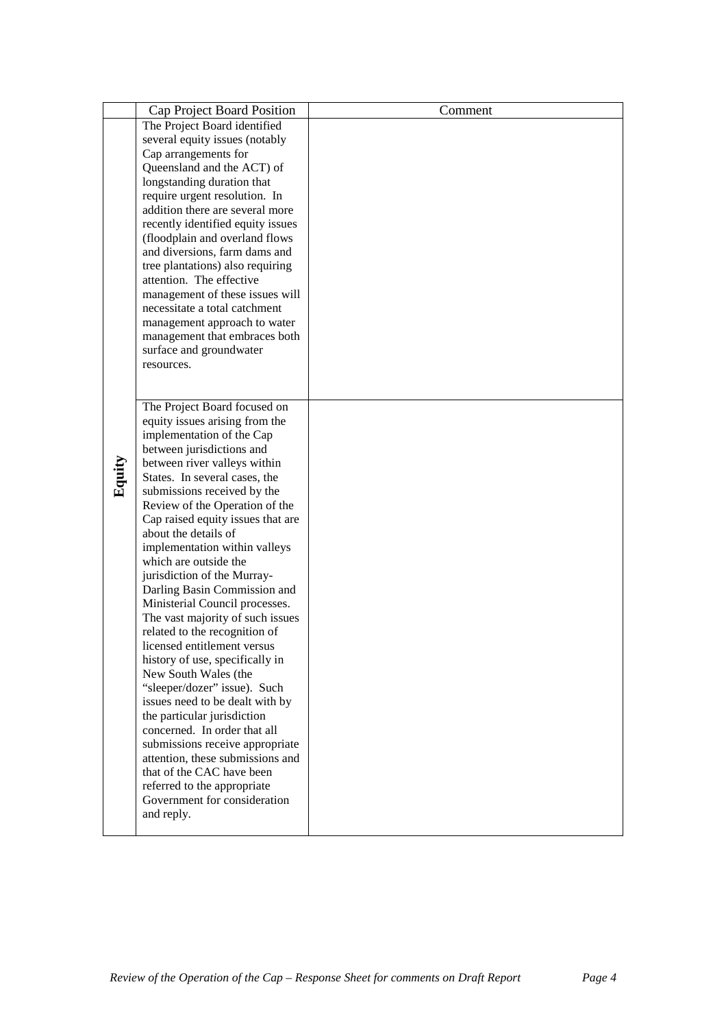|  | Cap Project Board Position | Comment |
|---|---|---|
| **Equity** | The Project Board identified several equity issues (notably Cap arrangements for Queensland and the ACT) of longstanding duration that require urgent resolution. In addition there are several more recently identified equity issues (floodplain and overland flows and diversions, farm dams and tree plantations) also requiring attention. The effective management of these issues will necessitate a total catchment management approach to water management that embraces both surface and groundwater resources. |  |
|  | The Project Board focused on equity issues arising from the implementation of the Cap between jurisdictions and between river valleys within States. In several cases, the submissions received by the Review of the Operation of the Cap raised equity issues that are about the details of implementation within valleys which are outside the jurisdiction of the Murray-Darling Basin Commission and Ministerial Council processes. The vast majority of such issues related to the recognition of licensed entitlement versus history of use, specifically in New South Wales (the "sleeper/dozer" issue). Such issues need to be dealt with by the particular jurisdiction concerned. In order that all submissions receive appropriate attention, these submissions and that of the CAC have been referred to the appropriate Government for consideration and reply. |  |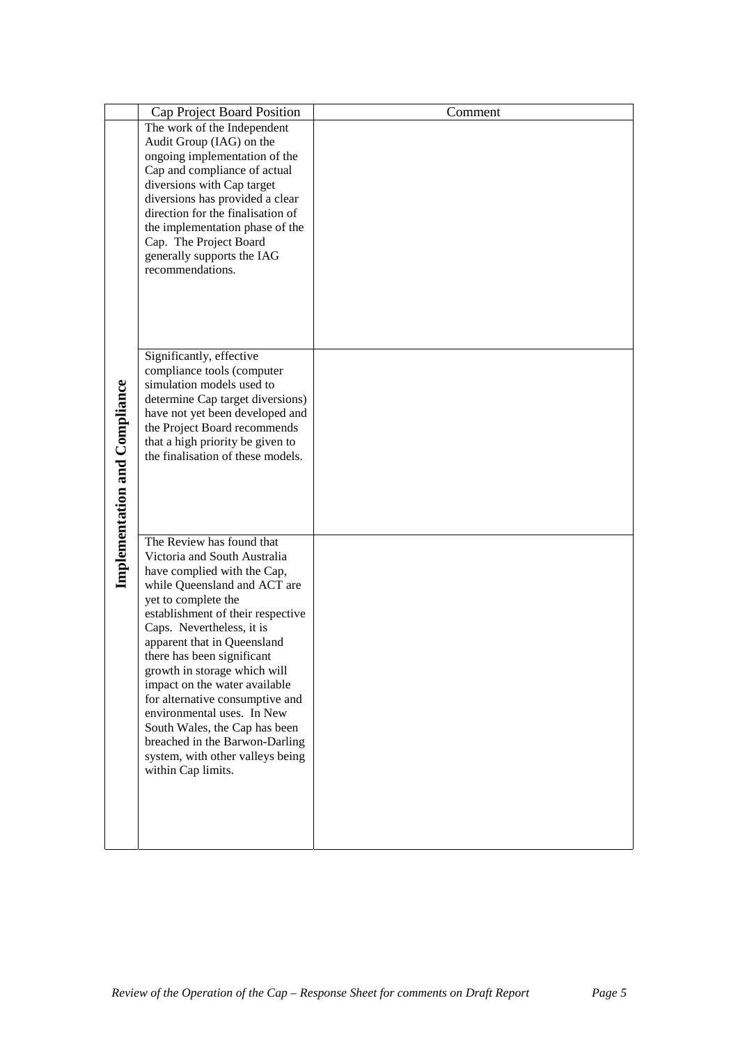|  | Cap Project Board Position | Comment |
|---|---|---|
| **Implementation and Compliance** | The work of the Independent Audit Group (IAG) on the ongoing implementation of the Cap and compliance of actual diversions with Cap target diversions has provided a clear direction for the finalisation of the implementation phase of the Cap. The Project Board generally supports the IAG recommendations. |  |
|  | Significantly, effective compliance tools (computer simulation models used to determine Cap target diversions) have not yet been developed and the Project Board recommends that a high priority be given to the finalisation of these models. |  |
|  | The Review has found that Victoria and South Australia have complied with the Cap, while Queensland and ACT are yet to complete the establishment of their respective Caps. Nevertheless, it is apparent that in Queensland there has been significant growth in storage which will impact on the water available for alternative consumptive and environmental uses. In New South Wales, the Cap has been breached in the Barwon-Darling system, with other valleys being within Cap limits. |  |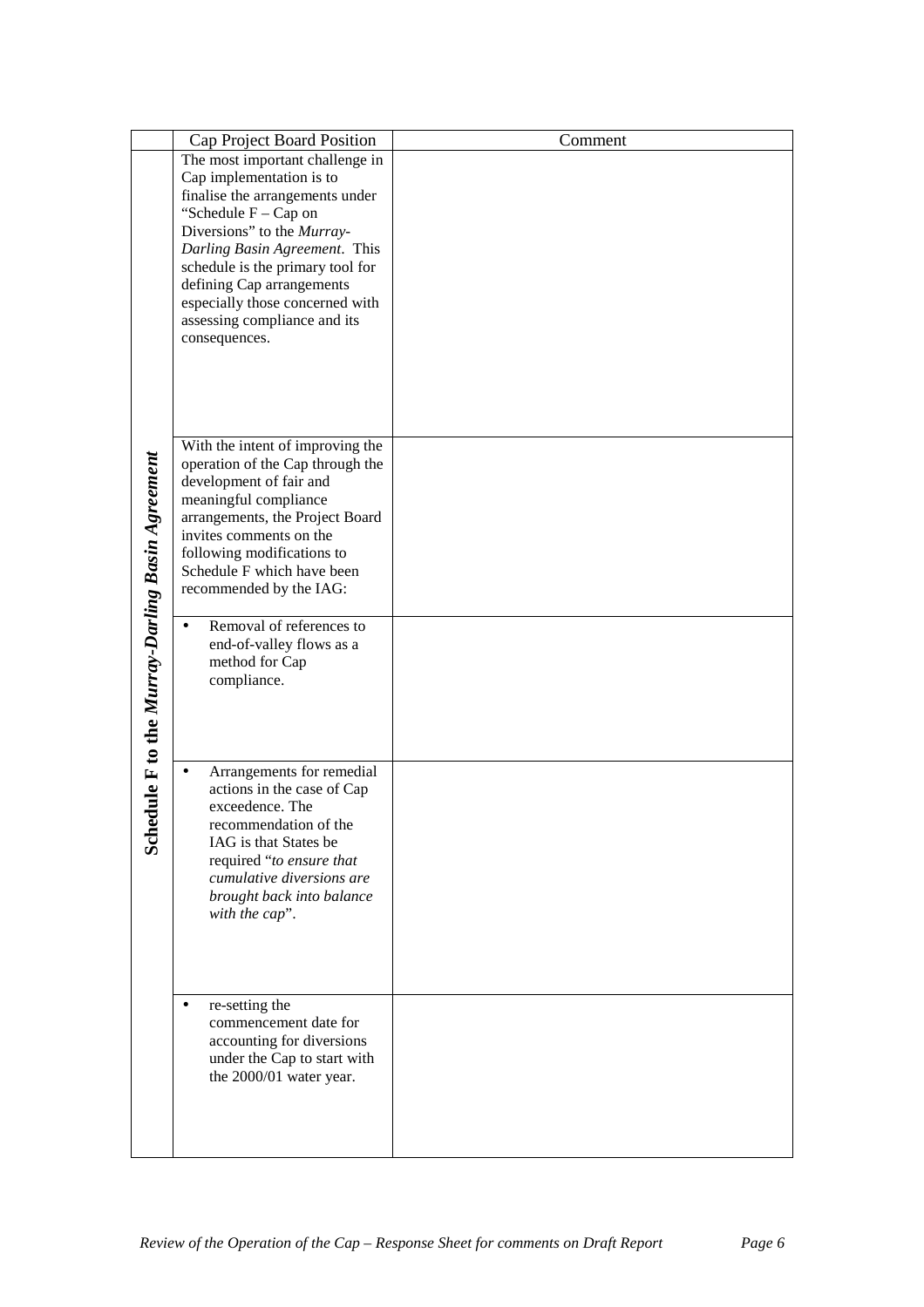| | Cap Project Board Position | Comment |
|---|---|---|
| **Schedule F to the *Murray-Darling Basin Agreement*** | The most important challenge in Cap implementation is to finalise the arrangements under "Schedule F – Cap on Diversions" to the *Murray-Darling Basin Agreement*. This schedule is the primary tool for defining Cap arrangements especially those concerned with assessing compliance and its consequences. | |
| | With the intent of improving the operation of the Cap through the development of fair and meaningful compliance arrangements, the Project Board invites comments on the following modifications to Schedule F which have been recommended by the IAG: | |
| | • Removal of references to end-of-valley flows as a method for Cap compliance. | |
| | • Arrangements for remedial actions in the case of Cap exceedence. The recommendation of the IAG is that States be required "*to ensure that cumulative diversions are brought back into balance with the cap*". | |
| | • re-setting the commencement date for accounting for diversions under the Cap to start with the 2000/01 water year. | |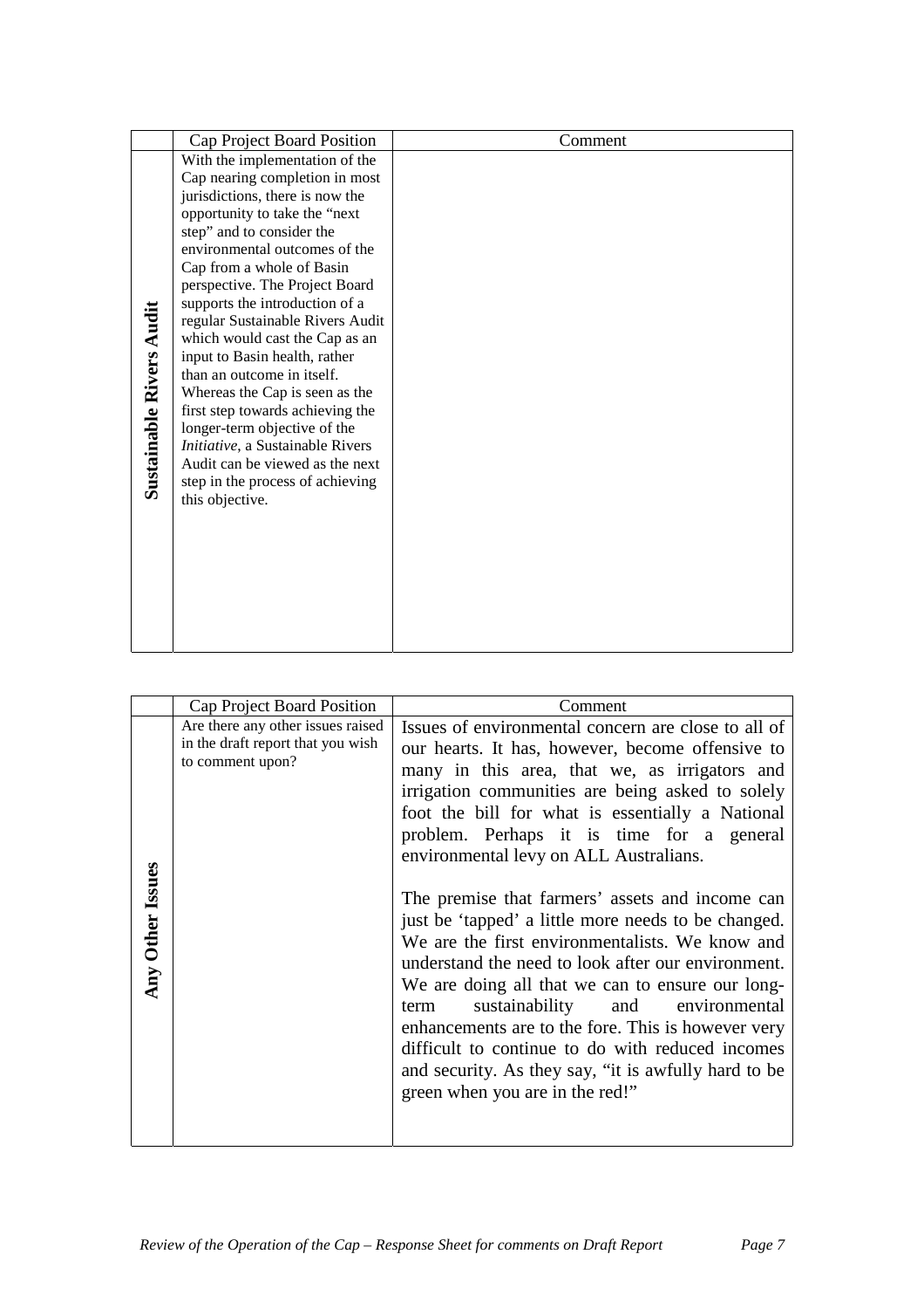| | Cap Project Board Position | Comment |
|---|---|---|
| **Sustainable Rivers Audit** | With the implementation of the Cap nearing completion in most jurisdictions, there is now the opportunity to take the "next step" and to consider the environmental outcomes of the Cap from a whole of Basin perspective. The Project Board supports the introduction of a regular Sustainable Rivers Audit which would cast the Cap as an input to Basin health, rather than an outcome in itself. Whereas the Cap is seen as the first step towards achieving the longer-term objective of the *Initiative*, a Sustainable Rivers Audit can be viewed as the next step in the process of achieving this objective. | |

| | Cap Project Board Position | Comment |
|---|---|---|
| **Any Other Issues** | Are there any other issues raised in the draft report that you wish to comment upon? | Issues of environmental concern are close to all of our hearts. It has, however, become offensive to many in this area, that we, as irrigators and irrigation communities are being asked to solely foot the bill for what is essentially a National problem. Perhaps it is time for a general environmental levy on ALL Australians.<br><br>The premise that farmers' assets and income can just be 'tapped' a little more needs to be changed. We are the first environmentalists. We know and understand the need to look after our environment. We are doing all that we can to ensure our long-term sustainability and environmental enhancements are to the fore. This is however very difficult to continue to do with reduced incomes and security. As they say, "it is awfully hard to be green when you are in the red!" |